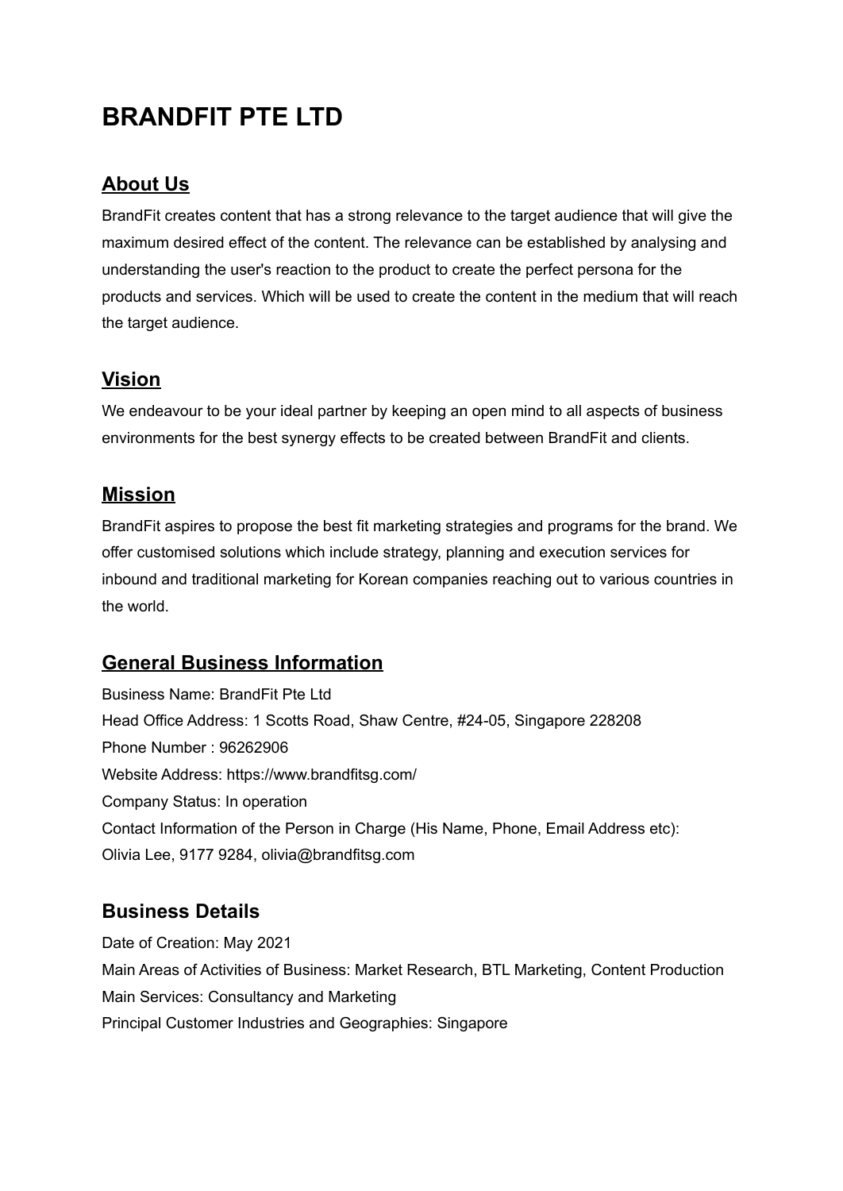# BRANDFIT PTE LTD

## About Us

BrandFit creates content that has a strong relevance to the target audience that will give the maximum desired effect of the content. The relevance can be established by analysing and understanding the user's reaction to the product to create the perfect persona for the products and services. Which will be used to create the content in the medium that will reach the target audience.

## Vision

We endeavour to be your ideal partner by keeping an open mind to all aspects of business environments for the best synergy effects to be created between BrandFit and clients.

## Mission

BrandFit aspires to propose the best fit marketing strategies and programs for the brand. We offer customised solutions which include strategy, planning and execution services for inbound and traditional marketing for Korean companies reaching out to various countries in the world.

## General Business Information

Business Name: BrandFit Pte Ltd
Head Office Address: 1 Scotts Road, Shaw Centre, #24-05, Singapore 228208
Phone Number : 96262906
Website Address: https://www.brandfitsg.com/
Company Status: In operation
Contact Information of the Person in Charge (His Name, Phone, Email Address etc):
Olivia Lee, 9177 9284, olivia@brandfitsg.com

## Business Details

Date of Creation: May 2021
Main Areas of Activities of Business: Market Research, BTL Marketing, Content Production
Main Services: Consultancy and Marketing
Principal Customer Industries and Geographies: Singapore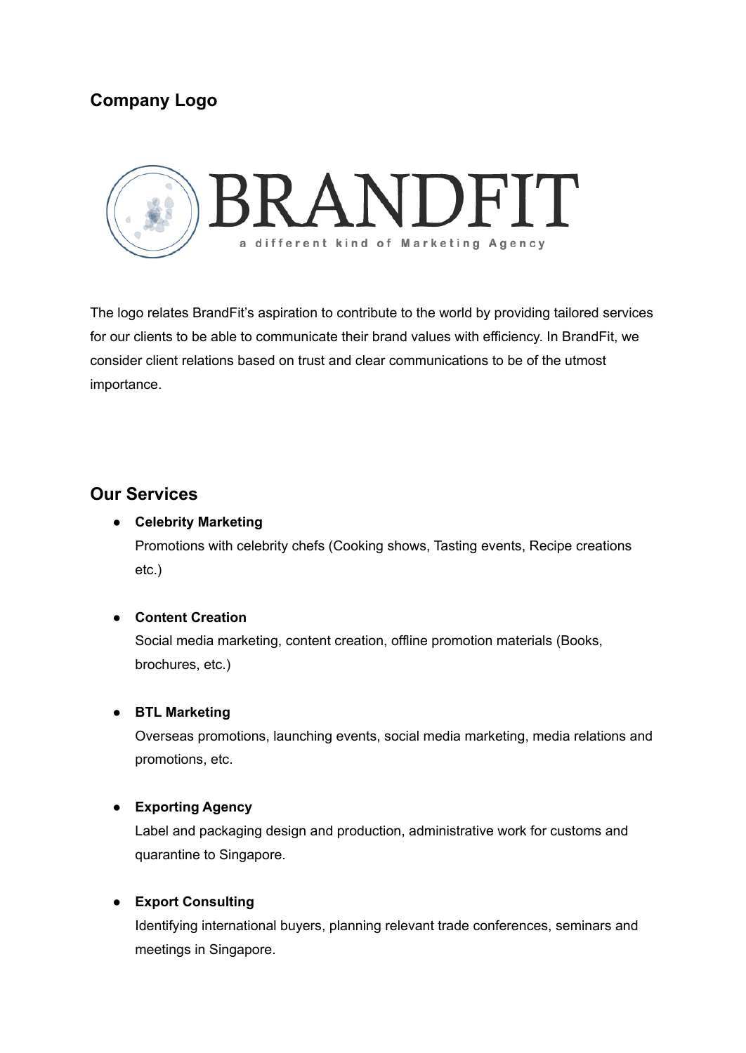## Company Logo

BRANDFIT

a different kind of Marketing Agency

The logo relates BrandFit's aspiration to contribute to the world by providing tailored services for our clients to be able to communicate their brand values with efficiency. In BrandFit, we consider client relations based on trust and clear communications to be of the utmost importance.

## Our Services

- **Celebrity Marketing**
  Promotions with celebrity chefs (Cooking shows, Tasting events, Recipe creations etc.)

- **Content Creation**
  Social media marketing, content creation, offline promotion materials (Books, brochures, etc.)

- **BTL Marketing**
  Overseas promotions, launching events, social media marketing, media relations and promotions, etc.

- **Exporting Agency**
  Label and packaging design and production, administrative work for customs and quarantine to Singapore.

- **Export Consulting**
  Identifying international buyers, planning relevant trade conferences, seminars and meetings in Singapore.